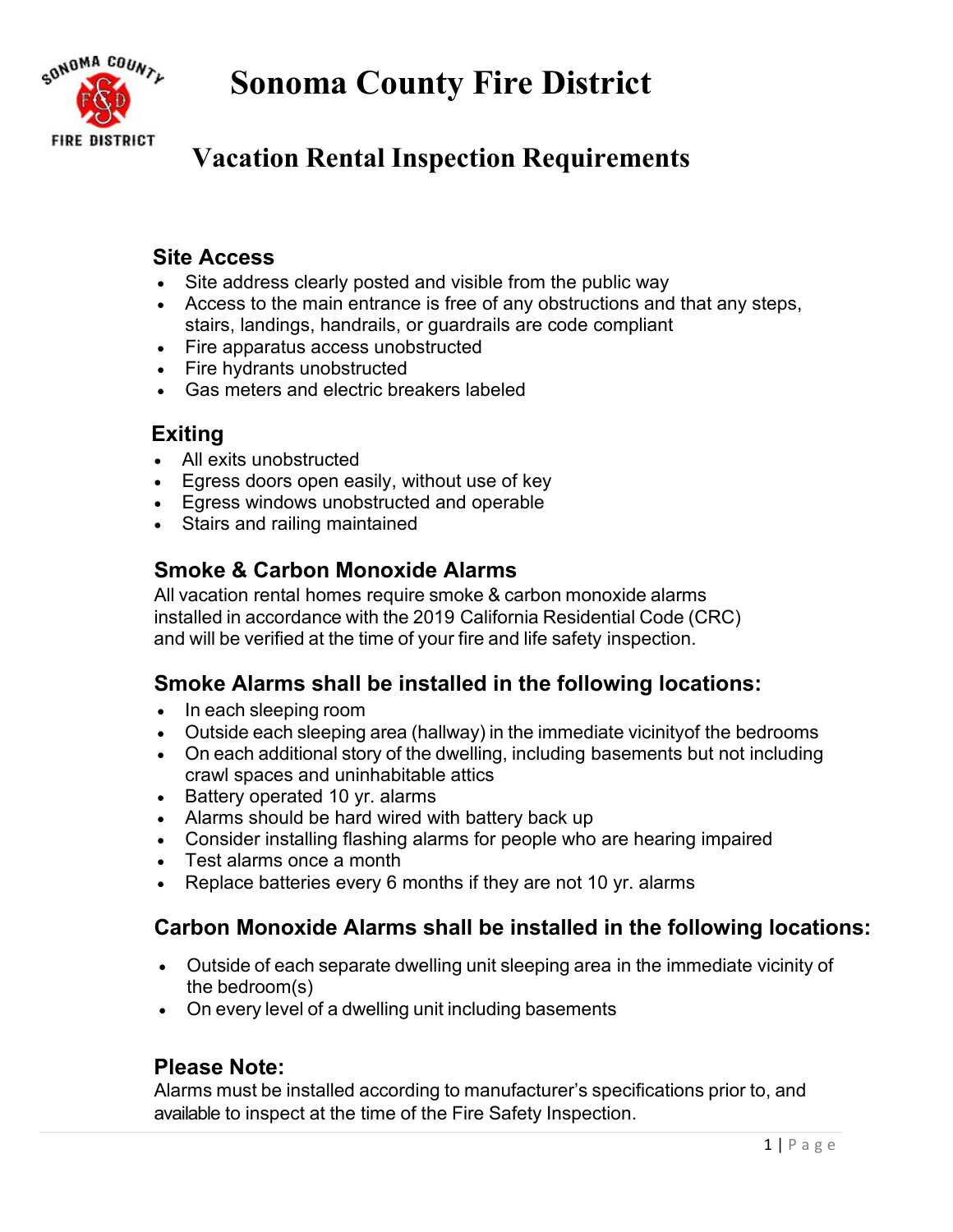# Sonoma County Fire District

## Vacation Rental Inspection Requirements

### Site Access

- Site address clearly posted and visible from the public way
- Access to the main entrance is free of any obstructions and that any steps, stairs, landings, handrails, or guardrails are code compliant
- Fire apparatus access unobstructed
- Fire hydrants unobstructed
- Gas meters and electric breakers labeled

### Exiting

- All exits unobstructed
- Egress doors open easily, without use of key
- Egress windows unobstructed and operable
- Stairs and railing maintained

### Smoke & Carbon Monoxide Alarms

All vacation rental homes require smoke & carbon monoxide alarms installed in accordance with the 2019 California Residential Code (CRC) and will be verified at the time of your fire and life safety inspection.

### Smoke Alarms shall be installed in the following locations:

- In each sleeping room
- Outside each sleeping area (hallway) in the immediate vicinityof the bedrooms
- On each additional story of the dwelling, including basements but not including crawl spaces and uninhabitable attics
- Battery operated 10 yr. alarms
- Alarms should be hard wired with battery back up
- Consider installing flashing alarms for people who are hearing impaired
- Test alarms once a month
- Replace batteries every 6 months if they are not 10 yr. alarms

### Carbon Monoxide Alarms shall be installed in the following locations:

- Outside of each separate dwelling unit sleeping area in the immediate vicinity of the bedroom(s)
- On every level of a dwelling unit including basements

### Please Note:

Alarms must be installed according to manufacturer's specifications prior to, and available to inspect at the time of the Fire Safety Inspection.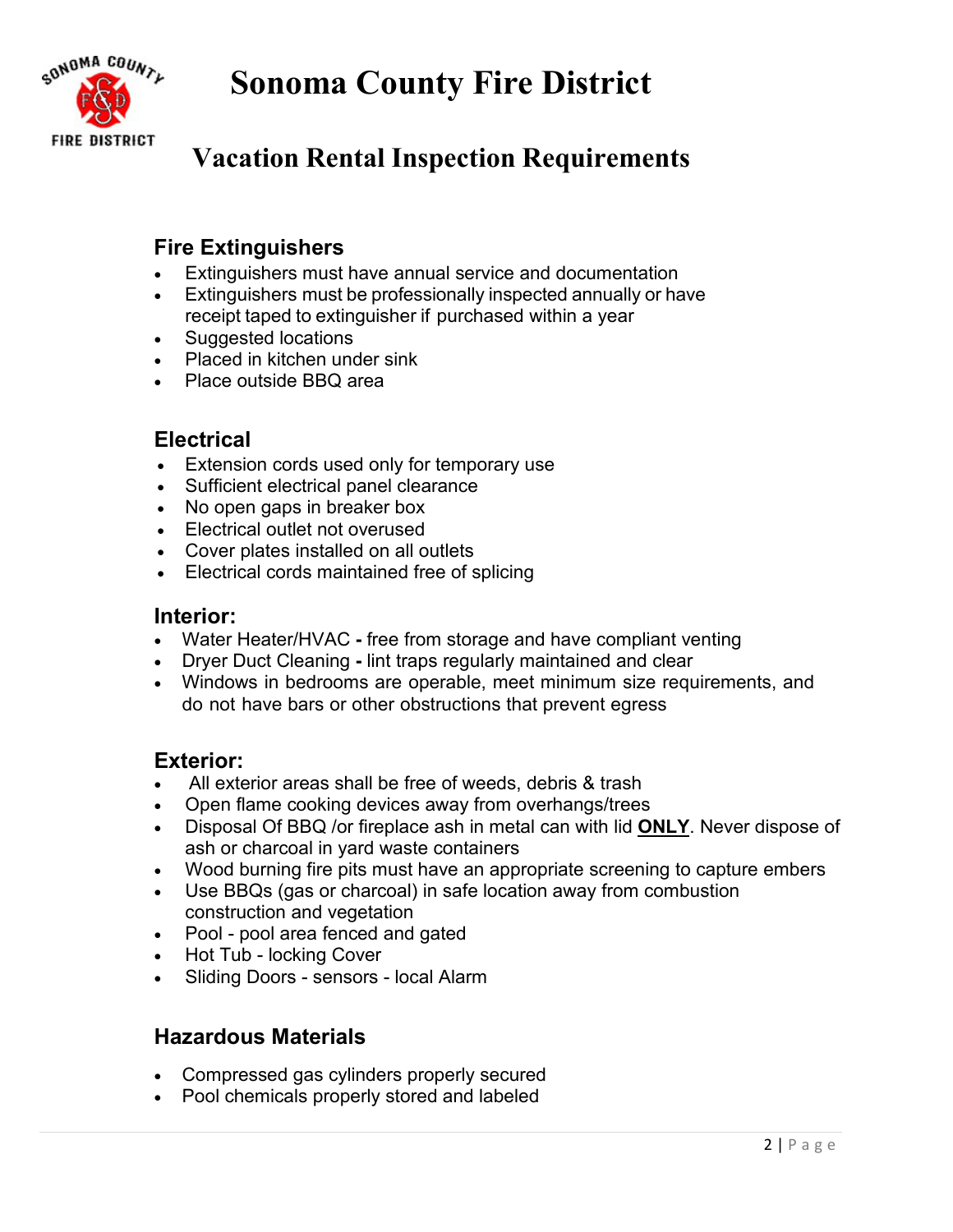# Sonoma County Fire District

## Vacation Rental Inspection Requirements

### Fire Extinguishers

- Extinguishers must have annual service and documentation
- Extinguishers must be professionally inspected annually or have receipt taped to extinguisher if purchased within a year
- Suggested locations
- Placed in kitchen under sink
- Place outside BBQ area

### Electrical

- Extension cords used only for temporary use
- Sufficient electrical panel clearance
- No open gaps in breaker box
- Electrical outlet not overused
- Cover plates installed on all outlets
- Electrical cords maintained free of splicing

### Interior:

- Water Heater/HVAC **-** free from storage and have compliant venting
- Dryer Duct Cleaning **-** lint traps regularly maintained and clear
- Windows in bedrooms are operable, meet minimum size requirements, and do not have bars or other obstructions that prevent egress

### Exterior:

- All exterior areas shall be free of weeds, debris & trash
- Open flame cooking devices away from overhangs/trees
- Disposal Of BBQ /or fireplace ash in metal can with lid **ONLY**. Never dispose of ash or charcoal in yard waste containers
- Wood burning fire pits must have an appropriate screening to capture embers
- Use BBQs (gas or charcoal) in safe location away from combustion construction and vegetation
- Pool - pool area fenced and gated
- Hot Tub - locking Cover
- Sliding Doors - sensors - local Alarm

### Hazardous Materials

- Compressed gas cylinders properly secured
- Pool chemicals properly stored and labeled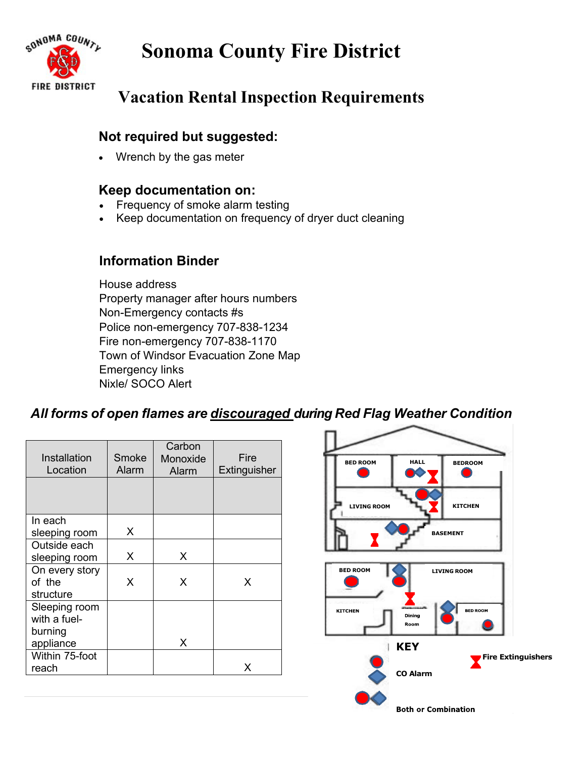# Sonoma County Fire District

## Vacation Rental Inspection Requirements

### Not required but suggested:

- Wrench by the gas meter

### Keep documentation on:

- Frequency of smoke alarm testing
- Keep documentation on frequency of dryer duct cleaning

### Information Binder

House address
Property manager after hours numbers
Non-Emergency contacts #s
Police non-emergency 707-838-1234
Fire non-emergency 707-838-1170
Town of Windsor Evacuation Zone Map
Emergency links
Nixle/ SOCO Alert

***All forms of open flames are discouraged during Red Flag Weather Condition***

| Installation Location | Smoke Alarm | Carbon Monoxide Alarm | Fire Extinguisher |
|---|---|---|---|
| | | | |
| In each sleeping room | X | | |
| Outside each sleeping room | X | X | |
| On every story of the structure | X | X | X |
| Sleeping room with a fuel-burning appliance | | X | |
| Within 75-foot reach | | | X |

BED ROOM
HALL
BEDROOM
LIVING ROOM
KITCHEN
BASEMENT
BED ROOM
LIVING ROOM
KITCHEN
Dining Room
BED ROOM

KEY
Fire Extinguishers
CO Alarm
Both or Combination